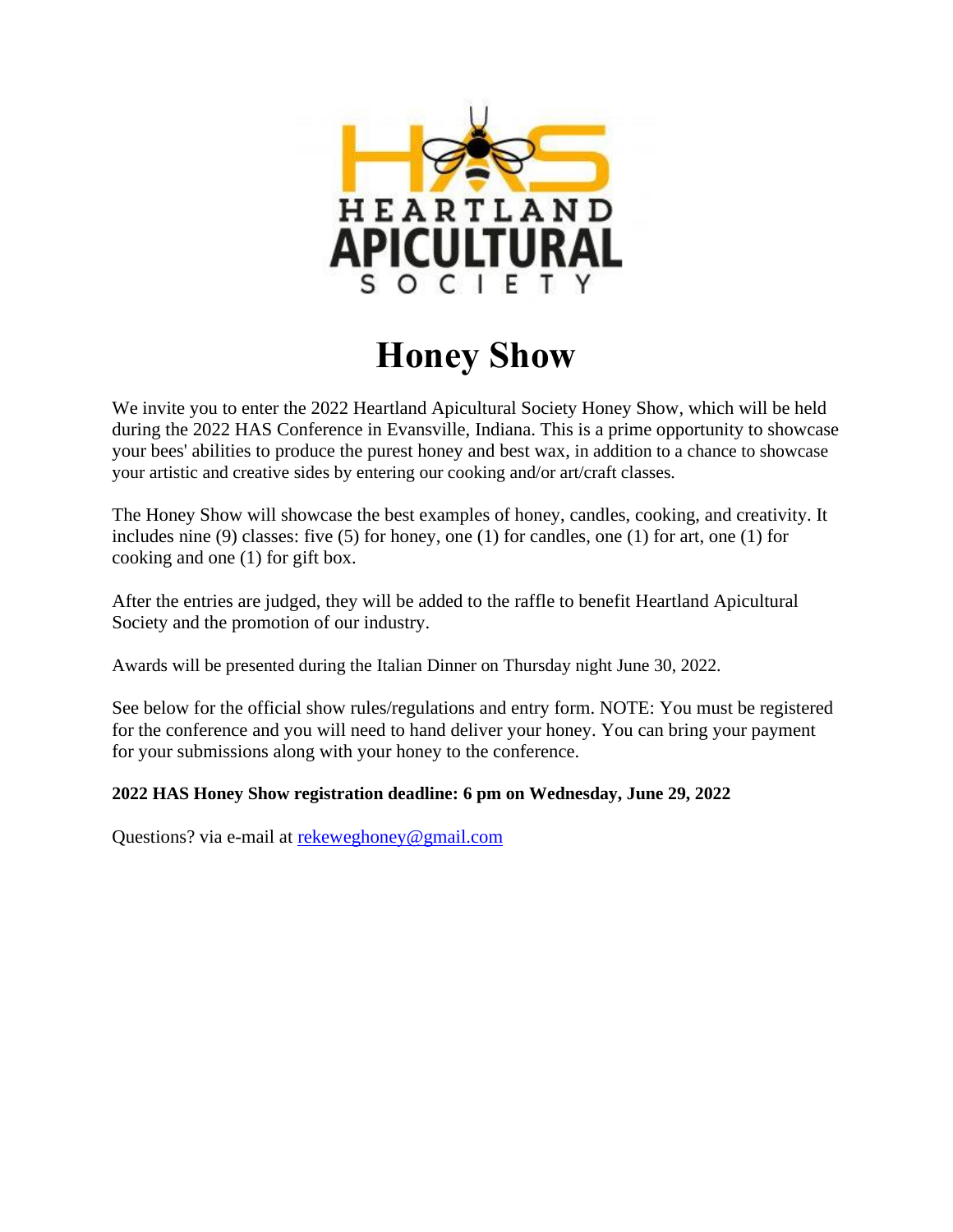HEARTLAND APICULTURAL SOCIETY

# Honey Show

We invite you to enter the 2022 Heartland Apicultural Society Honey Show, which will be held during the 2022 HAS Conference in Evansville, Indiana. This is a prime opportunity to showcase your bees' abilities to produce the purest honey and best wax, in addition to a chance to showcase your artistic and creative sides by entering our cooking and/or art/craft classes.

The Honey Show will showcase the best examples of honey, candles, cooking, and creativity. It includes nine (9) classes: five (5) for honey, one (1) for candles, one (1) for art, one (1) for cooking and one (1) for gift box.

After the entries are judged, they will be added to the raffle to benefit Heartland Apicultural Society and the promotion of our industry.

Awards will be presented during the Italian Dinner on Thursday night June 30, 2022.

See below for the official show rules/regulations and entry form. NOTE: You must be registered for the conference and you will need to hand deliver your honey. You can bring your payment for your submissions along with your honey to the conference.

**2022 HAS Honey Show registration deadline: 6 pm on Wednesday, June 29, 2022**

Questions? via e-mail at rekeweghoney@gmail.com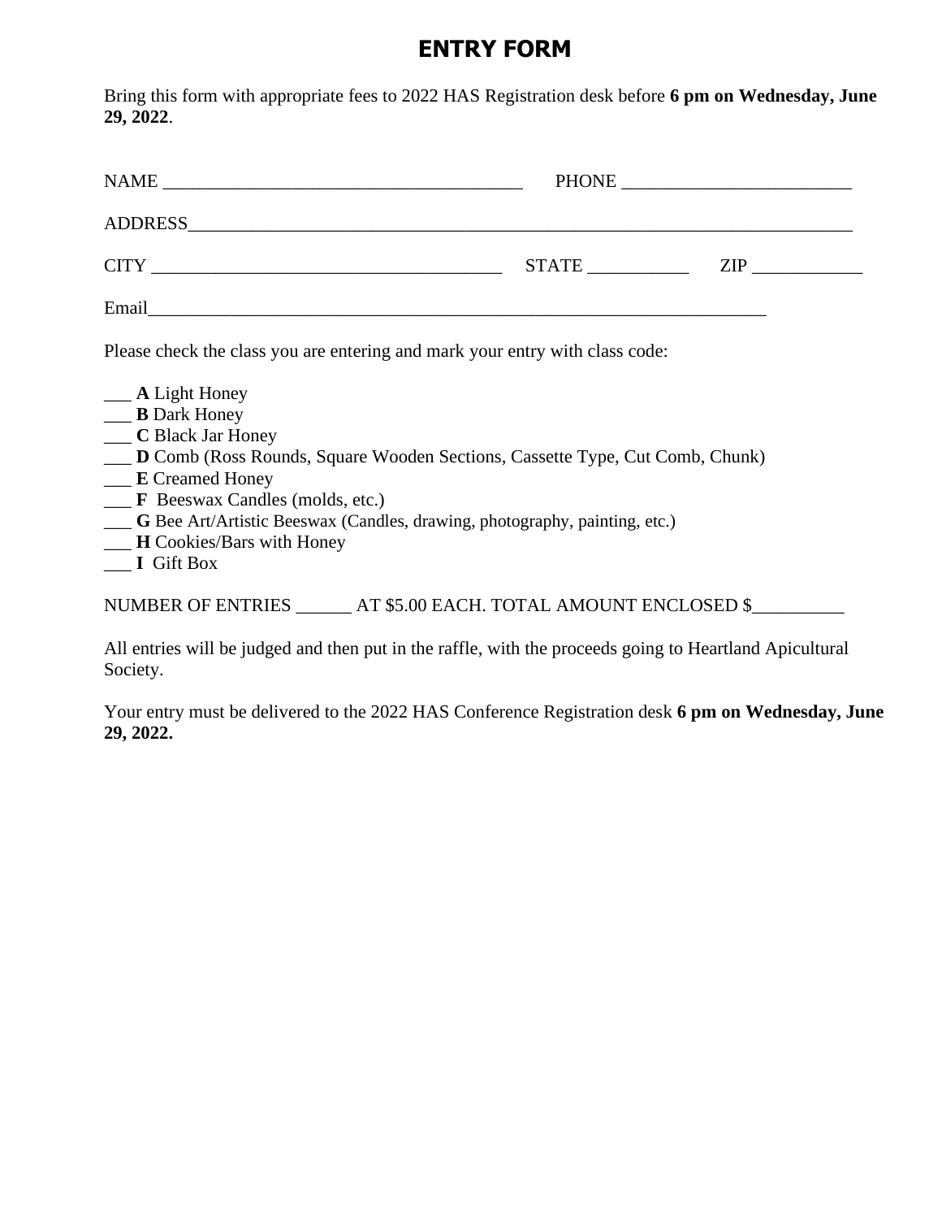# ENTRY FORM

Bring this form with appropriate fees to 2022 HAS Registration desk before **6 pm on Wednesday, June 29, 2022**.

NAME ________________________________________ PHONE __________________________

ADDRESS___________________________________________________________________________

CITY _______________________________________ STATE ___________ ZIP ____________

Email______________________________________________________________________

Please check the class you are entering and mark your entry with class code:

___ **A** Light Honey
___ **B** Dark Honey
___ **C** Black Jar Honey
___ **D** Comb (Ross Rounds, Square Wooden Sections, Cassette Type, Cut Comb, Chunk)
___ **E** Creamed Honey
___ **F** Beeswax Candles (molds, etc.)
___ **G** Bee Art/Artistic Beeswax (Candles, drawing, photography, painting, etc.)
___ **H** Cookies/Bars with Honey
___ **I** Gift Box

NUMBER OF ENTRIES ______ AT $5.00 EACH. TOTAL AMOUNT ENCLOSED $__________

All entries will be judged and then put in the raffle, with the proceeds going to Heartland Apicultural Society.

Your entry must be delivered to the 2022 HAS Conference Registration desk **6 pm on Wednesday, June 29, 2022.**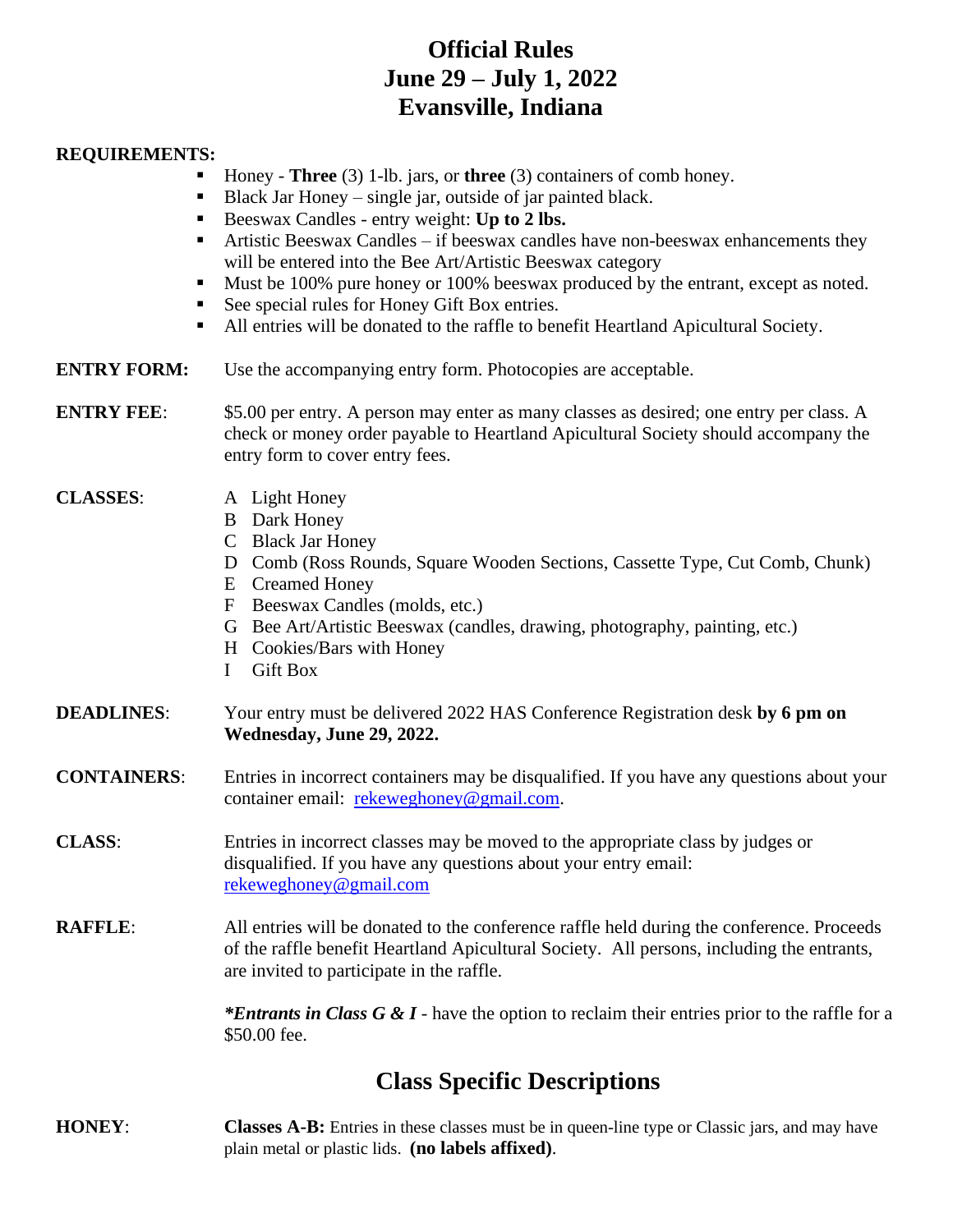# Official Rules
# June 29 – July 1, 2022
# Evansville, Indiana

**REQUIREMENTS:**

- Honey - **Three** (3) 1-lb. jars, or **three** (3) containers of comb honey.
- Black Jar Honey – single jar, outside of jar painted black.
- Beeswax Candles - entry weight: **Up to 2 lbs.**
- Artistic Beeswax Candles – if beeswax candles have non-beeswax enhancements they will be entered into the Bee Art/Artistic Beeswax category
- Must be 100% pure honey or 100% beeswax produced by the entrant, except as noted.
- See special rules for Honey Gift Box entries.
- All entries will be donated to the raffle to benefit Heartland Apicultural Society.

**ENTRY FORM:** Use the accompanying entry form. Photocopies are acceptable.

**ENTRY FEE**: $5.00 per entry. A person may enter as many classes as desired; one entry per class. A check or money order payable to Heartland Apicultural Society should accompany the entry form to cover entry fees.

**CLASSES**:

- A Light Honey
- B Dark Honey
- C Black Jar Honey
- D Comb (Ross Rounds, Square Wooden Sections, Cassette Type, Cut Comb, Chunk)
- E Creamed Honey
- F Beeswax Candles (molds, etc.)
- G Bee Art/Artistic Beeswax (candles, drawing, photography, painting, etc.)
- H Cookies/Bars with Honey
- I Gift Box

**DEADLINES**: Your entry must be delivered 2022 HAS Conference Registration desk **by 6 pm on Wednesday, June 29, 2022.**

**CONTAINERS**: Entries in incorrect containers may be disqualified. If you have any questions about your container email: rekeweghoney@gmail.com.

**CLASS**: Entries in incorrect classes may be moved to the appropriate class by judges or disqualified. If you have any questions about your entry email: rekeweghoney@gmail.com

**RAFFLE**: All entries will be donated to the conference raffle held during the conference. Proceeds of the raffle benefit Heartland Apicultural Society. All persons, including the entrants, are invited to participate in the raffle.

***Entrants in Class G & I** - have the option to reclaim their entries prior to the raffle for a $50.00 fee.

## Class Specific Descriptions

**HONEY**: **Classes A-B:** Entries in these classes must be in queen-line type or Classic jars, and may have plain metal or plastic lids. **(no labels affixed)**.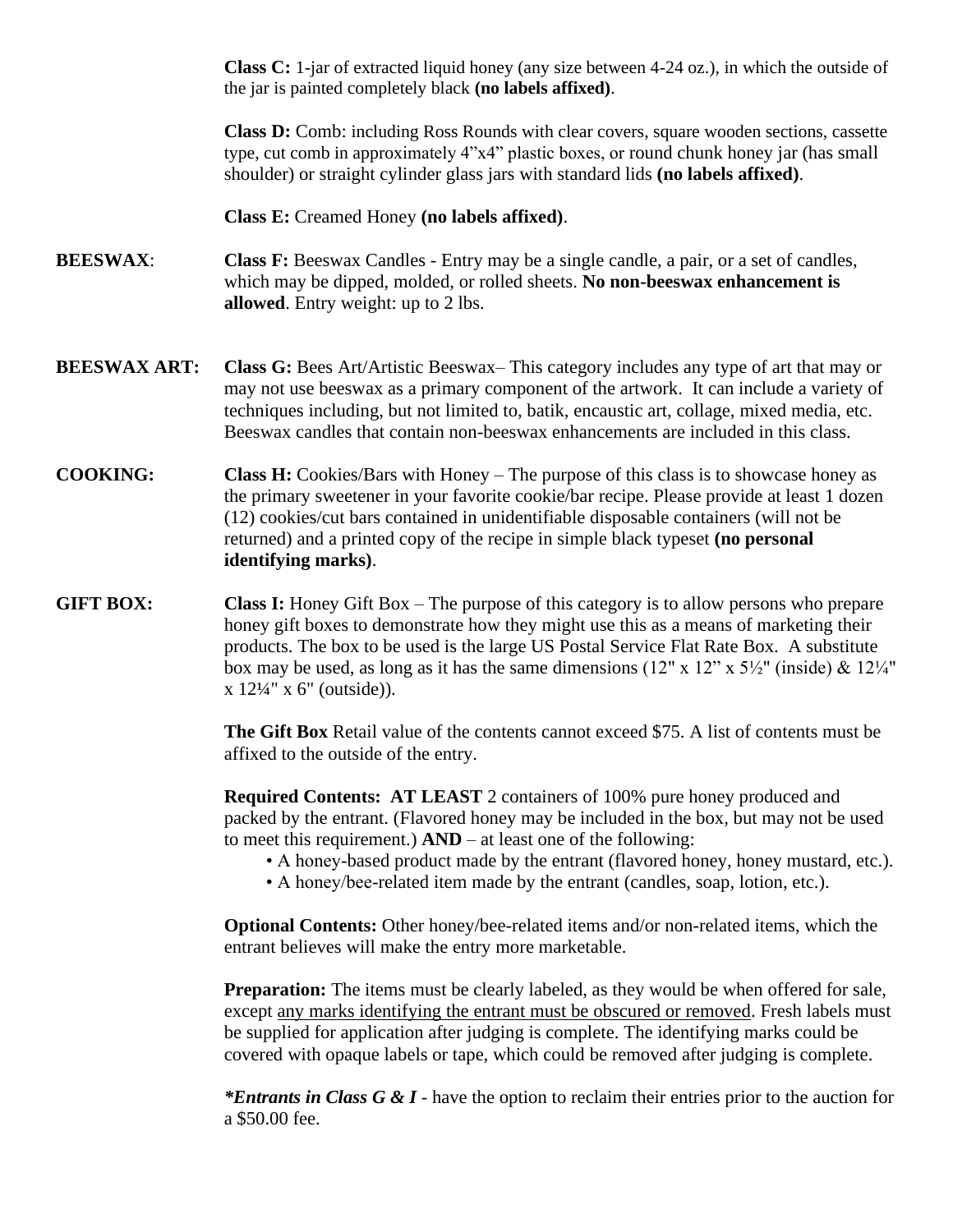**Class C:** 1-jar of extracted liquid honey (any size between 4-24 oz.), in which the outside of the jar is painted completely black **(no labels affixed)**.

**Class D:** Comb: including Ross Rounds with clear covers, square wooden sections, cassette type, cut comb in approximately 4"x4" plastic boxes, or round chunk honey jar (has small shoulder) or straight cylinder glass jars with standard lids **(no labels affixed)**.

**Class E:** Creamed Honey **(no labels affixed)**.

**BEESWAX**: **Class F:** Beeswax Candles - Entry may be a single candle, a pair, or a set of candles, which may be dipped, molded, or rolled sheets. **No non-beeswax enhancement is allowed**. Entry weight: up to 2 lbs.

**BEESWAX ART:** **Class G:** Bees Art/Artistic Beeswax– This category includes any type of art that may or may not use beeswax as a primary component of the artwork. It can include a variety of techniques including, but not limited to, batik, encaustic art, collage, mixed media, etc. Beeswax candles that contain non-beeswax enhancements are included in this class.

**COOKING:** **Class H:** Cookies/Bars with Honey – The purpose of this class is to showcase honey as the primary sweetener in your favorite cookie/bar recipe. Please provide at least 1 dozen (12) cookies/cut bars contained in unidentifiable disposable containers (will not be returned) and a printed copy of the recipe in simple black typeset **(no personal identifying marks)**.

**GIFT BOX:** **Class I:** Honey Gift Box – The purpose of this category is to allow persons who prepare honey gift boxes to demonstrate how they might use this as a means of marketing their products. The box to be used is the large US Postal Service Flat Rate Box. A substitute box may be used, as long as it has the same dimensions (12" x 12" x 5½" (inside) & 12¼" x 12¼" x 6" (outside)).

**The Gift Box** Retail value of the contents cannot exceed $75. A list of contents must be affixed to the outside of the entry.

**Required Contents: AT LEAST** 2 containers of 100% pure honey produced and packed by the entrant. (Flavored honey may be included in the box, but may not be used to meet this requirement.) **AND** – at least one of the following:

- A honey-based product made by the entrant (flavored honey, honey mustard, etc.).
- A honey/bee-related item made by the entrant (candles, soap, lotion, etc.).

**Optional Contents:** Other honey/bee-related items and/or non-related items, which the entrant believes will make the entry more marketable.

**Preparation:** The items must be clearly labeled, as they would be when offered for sale, except <u>any marks identifying the entrant must be obscured or removed</u>. Fresh labels must be supplied for application after judging is complete. The identifying marks could be covered with opaque labels or tape, which could be removed after judging is complete.

***Entrants in Class G & I** - have the option to reclaim their entries prior to the auction for a $50.00 fee.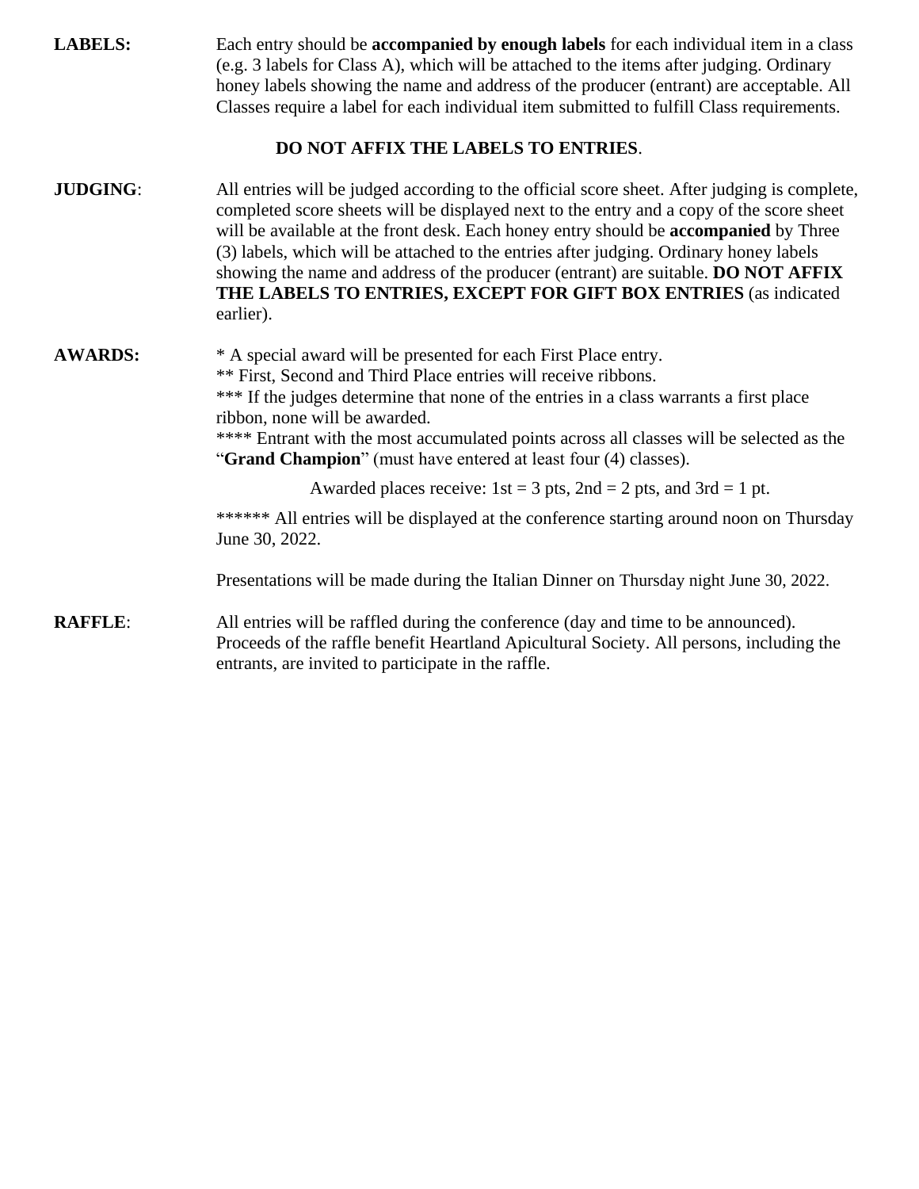**LABELS:** Each entry should be **accompanied by enough labels** for each individual item in a class (e.g. 3 labels for Class A), which will be attached to the items after judging. Ordinary honey labels showing the name and address of the producer (entrant) are acceptable. All Classes require a label for each individual item submitted to fulfill Class requirements.

**DO NOT AFFIX THE LABELS TO ENTRIES**.

**JUDGING**: All entries will be judged according to the official score sheet. After judging is complete, completed score sheets will be displayed next to the entry and a copy of the score sheet will be available at the front desk. Each honey entry should be **accompanied** by Three (3) labels, which will be attached to the entries after judging. Ordinary honey labels showing the name and address of the producer (entrant) are suitable. **DO NOT AFFIX THE LABELS TO ENTRIES, EXCEPT FOR GIFT BOX ENTRIES** (as indicated earlier).

**AWARDS:**

* A special award will be presented for each First Place entry.
** First, Second and Third Place entries will receive ribbons.
*** If the judges determine that none of the entries in a class warrants a first place ribbon, none will be awarded.
**** Entrant with the most accumulated points across all classes will be selected as the "**Grand Champion**" (must have entered at least four (4) classes).

Awarded places receive: 1st = 3 pts, 2nd = 2 pts, and 3rd = 1 pt.

****** All entries will be displayed at the conference starting around noon on Thursday June 30, 2022.

Presentations will be made during the Italian Dinner on Thursday night June 30, 2022.

**RAFFLE**: All entries will be raffled during the conference (day and time to be announced). Proceeds of the raffle benefit Heartland Apicultural Society. All persons, including the entrants, are invited to participate in the raffle.